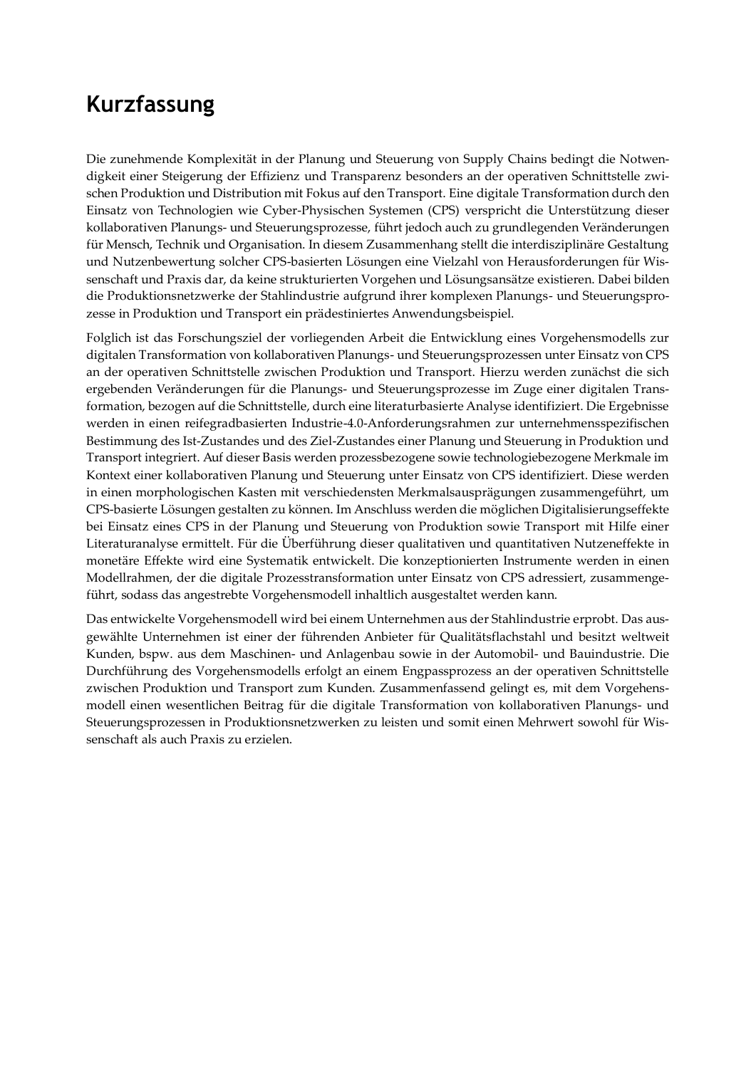# Kurzfassung

Die zunehmende Komplexität in der Planung und Steuerung von Supply Chains bedingt die Notwendigkeit einer Steigerung der Effizienz und Transparenz besonders an der operativen Schnittstelle zwischen Produktion und Distribution mit Fokus auf den Transport. Eine digitale Transformation durch den Einsatz von Technologien wie Cyber-Physischen Systemen (CPS) verspricht die Unterstützung dieser kollaborativen Planungs- und Steuerungsprozesse, führt jedoch auch zu grundlegenden Veränderungen für Mensch, Technik und Organisation. In diesem Zusammenhang stellt die interdisziplinäre Gestaltung und Nutzenbewertung solcher CPS-basierten Lösungen eine Vielzahl von Herausforderungen für Wissenschaft und Praxis dar, da keine strukturierten Vorgehen und Lösungsansätze existieren. Dabei bilden die Produktionsnetzwerke der Stahlindustrie aufgrund ihrer komplexen Planungs- und Steuerungsprozesse in Produktion und Transport ein prädestiniertes Anwendungsbeispiel.

Folglich ist das Forschungsziel der vorliegenden Arbeit die Entwicklung eines Vorgehensmodells zur digitalen Transformation von kollaborativen Planungs- und Steuerungsprozessen unter Einsatz von CPS an der operativen Schnittstelle zwischen Produktion und Transport. Hierzu werden zunächst die sich ergebenden Veränderungen für die Planungs- und Steuerungsprozesse im Zuge einer digitalen Transformation, bezogen auf die Schnittstelle, durch eine literaturbasierte Analyse identifiziert. Die Ergebnisse werden in einen reifegradbasierten Industrie-4.0-Anforderungsrahmen zur unternehmensspezifischen Bestimmung des Ist-Zustandes und des Ziel-Zustandes einer Planung und Steuerung in Produktion und Transport integriert. Auf dieser Basis werden prozessbezogene sowie technologiebezogene Merkmale im Kontext einer kollaborativen Planung und Steuerung unter Einsatz von CPS identifiziert. Diese werden in einen morphologischen Kasten mit verschiedensten Merkmalsausprägungen zusammengeführt, um CPS-basierte Lösungen gestalten zu können. Im Anschluss werden die möglichen Digitalisierungseffekte bei Einsatz eines CPS in der Planung und Steuerung von Produktion sowie Transport mit Hilfe einer Literaturanalyse ermittelt. Für die Überführung dieser qualitativen und quantitativen Nutzeneffekte in monetäre Effekte wird eine Systematik entwickelt. Die konzeptionierten Instrumente werden in einen Modellrahmen, der die digitale Prozesstransformation unter Einsatz von CPS adressiert, zusammengeführt, sodass das angestrebte Vorgehensmodell inhaltlich ausgestaltet werden kann.

Das entwickelte Vorgehensmodell wird bei einem Unternehmen aus der Stahlindustrie erprobt. Das ausgewählte Unternehmen ist einer der führenden Anbieter für Qualitätsflachstahl und besitzt weltweit Kunden, bspw. aus dem Maschinen- und Anlagenbau sowie in der Automobil- und Bauindustrie. Die Durchführung des Vorgehensmodells erfolgt an einem Engpassprozess an der operativen Schnittstelle zwischen Produktion und Transport zum Kunden. Zusammenfassend gelingt es, mit dem Vorgehensmodell einen wesentlichen Beitrag für die digitale Transformation von kollaborativen Planungs- und Steuerungsprozessen in Produktionsnetzwerken zu leisten und somit einen Mehrwert sowohl für Wissenschaft als auch Praxis zu erzielen.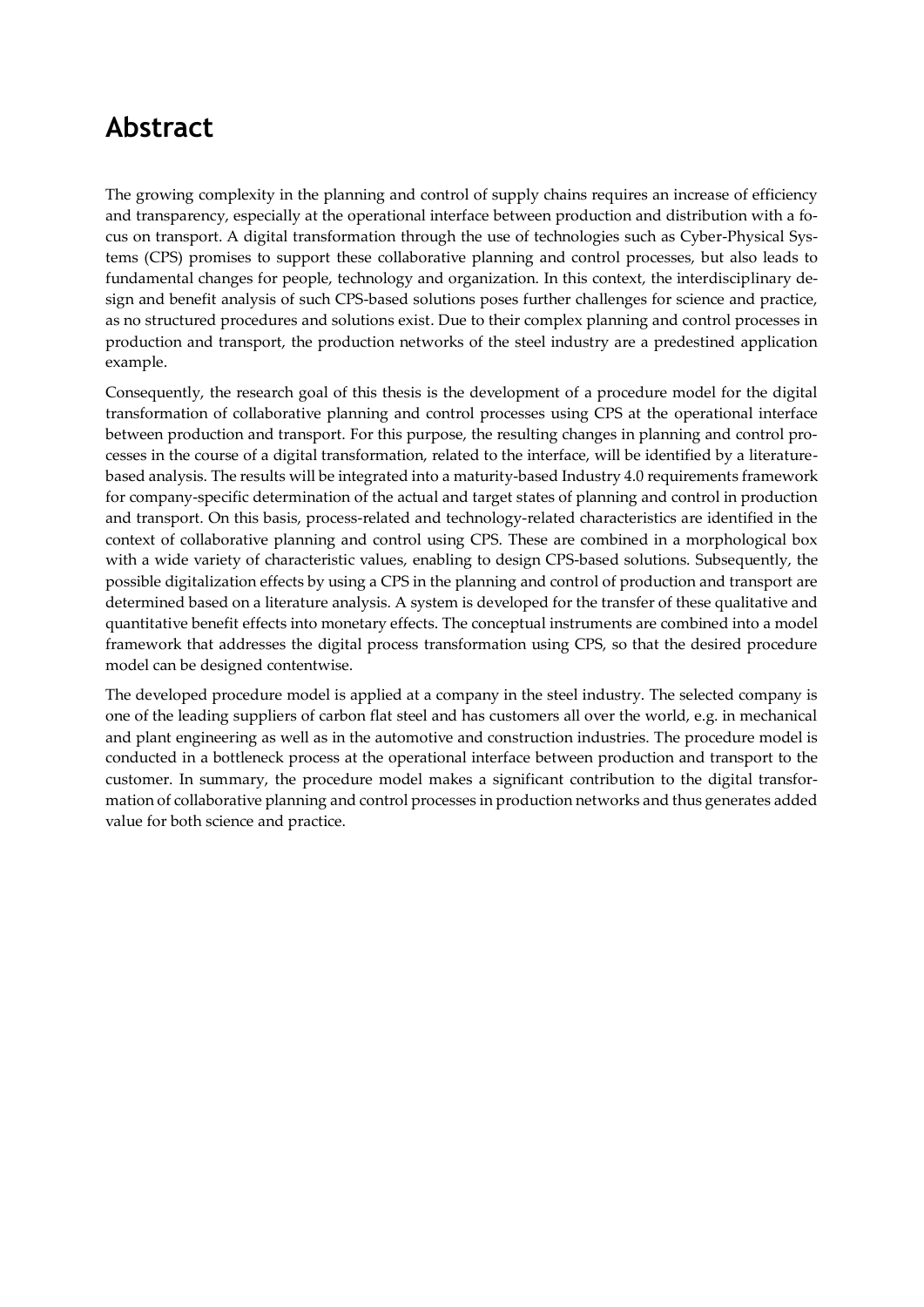# Abstract

The growing complexity in the planning and control of supply chains requires an increase of efficiency and transparency, especially at the operational interface between production and distribution with a focus on transport. A digital transformation through the use of technologies such as Cyber-Physical Systems (CPS) promises to support these collaborative planning and control processes, but also leads to fundamental changes for people, technology and organization. In this context, the interdisciplinary design and benefit analysis of such CPS-based solutions poses further challenges for science and practice, as no structured procedures and solutions exist. Due to their complex planning and control processes in production and transport, the production networks of the steel industry are a predestined application example.

Consequently, the research goal of this thesis is the development of a procedure model for the digital transformation of collaborative planning and control processes using CPS at the operational interface between production and transport. For this purpose, the resulting changes in planning and control processes in the course of a digital transformation, related to the interface, will be identified by a literature-based analysis. The results will be integrated into a maturity-based Industry 4.0 requirements framework for company-specific determination of the actual and target states of planning and control in production and transport. On this basis, process-related and technology-related characteristics are identified in the context of collaborative planning and control using CPS. These are combined in a morphological box with a wide variety of characteristic values, enabling to design CPS-based solutions. Subsequently, the possible digitalization effects by using a CPS in the planning and control of production and transport are determined based on a literature analysis. A system is developed for the transfer of these qualitative and quantitative benefit effects into monetary effects. The conceptual instruments are combined into a model framework that addresses the digital process transformation using CPS, so that the desired procedure model can be designed contentwise.

The developed procedure model is applied at a company in the steel industry. The selected company is one of the leading suppliers of carbon flat steel and has customers all over the world, e.g. in mechanical and plant engineering as well as in the automotive and construction industries. The procedure model is conducted in a bottleneck process at the operational interface between production and transport to the customer. In summary, the procedure model makes a significant contribution to the digital transformation of collaborative planning and control processes in production networks and thus generates added value for both science and practice.